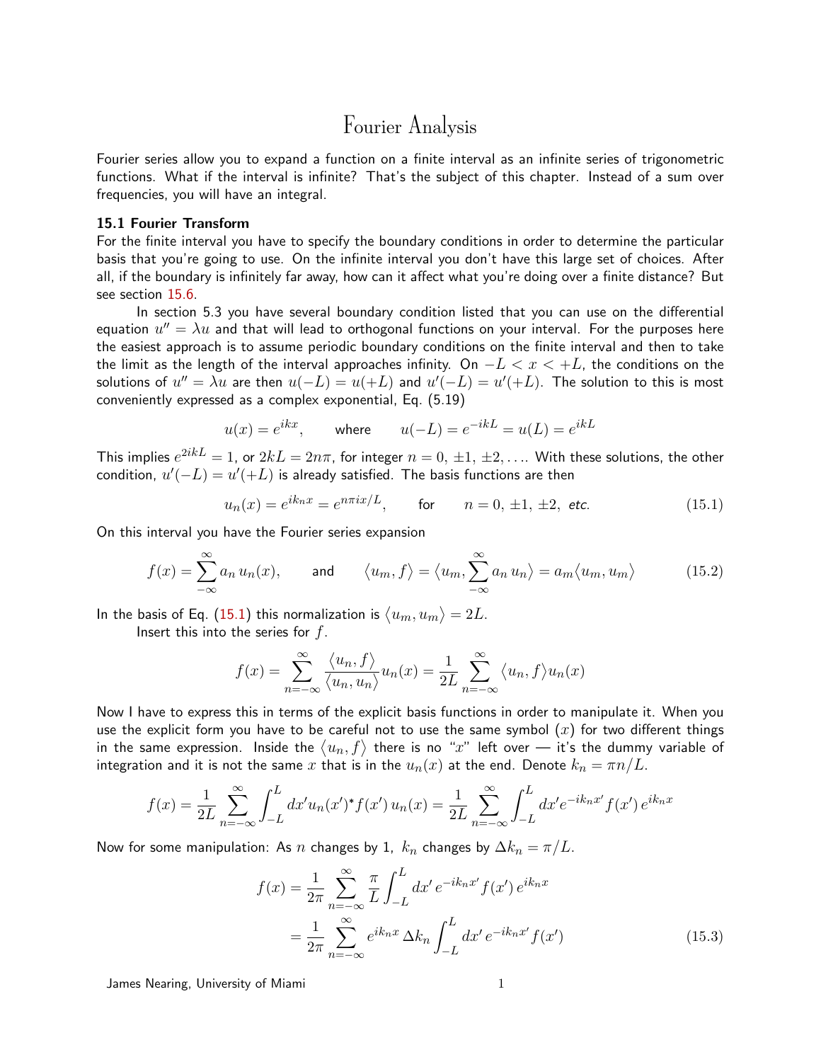# Fourier Analysis

Fourier series allow you to expand a function on a finite interval as an infinite series of trigonometric functions. What if the interval is infinite? That's the subject of this chapter. Instead of a sum over frequencies, you will have an integral.

### 15.1 Fourier Transform

For the finite interval you have to specify the boundary conditions in order to determine the particular basis that you're going to use. On the infinite interval you don't have this large set of choices. After all, if the boundary is infinitely far away, how can it affect what you're doing over a finite distance? But see section 15.6.

In section 5.3 you have several boundary condition listed that you can use on the differential equation $u'' = \lambda u$ and that will lead to orthogonal functions on your interval. For the purposes here the easiest approach is to assume periodic boundary conditions on the finite interval and then to take the limit as the length of the interval approaches infinity. On $-L < x < +L$, the conditions on the solutions of $u'' = \lambda u$ are then $u(-L) = u(+L)$ and $u'(-L) = u'(+L)$. The solution to this is most conveniently expressed as a complex exponential, Eq. (5.19)

$$u(x) = e^{ikx}, \qquad \text{where} \qquad u(-L) = e^{-ikL} = u(L) = e^{ikL}$$

This implies $e^{2ikL} = 1$, or $2kL = 2n\pi$, for integer $n = 0, \pm1, \pm2, \ldots$. With these solutions, the other condition, $u'(-L) = u'(+L)$ is already satisfied. The basis functions are then

$$u_n(x) = e^{ik_n x} = e^{n\pi i x/L}, \qquad \text{for} \qquad n = 0, \pm1, \pm2, \textit{ etc.} \tag{15.1}$$

On this interval you have the Fourier series expansion

$$f(x) = \sum_{-\infty}^{\infty} a_n\, u_n(x), \qquad \text{and} \qquad \langle u_m, f\rangle = \langle u_m, \sum_{-\infty}^{\infty} a_n\, u_n\rangle = a_m \langle u_m, u_m\rangle \tag{15.2}$$

In the basis of Eq. (15.1) this normalization is $\langle u_m, u_m\rangle = 2L$.

Insert this into the series for $f$.

$$f(x) = \sum_{n=-\infty}^{\infty} \frac{\langle u_n, f\rangle}{\langle u_n, u_n\rangle} u_n(x) = \frac{1}{2L} \sum_{n=-\infty}^{\infty} \langle u_n, f\rangle u_n(x)$$

Now I have to express this in terms of the explicit basis functions in order to manipulate it. When you use the explicit form you have to be careful not to use the same symbol $(x)$ for two different things in the same expression. Inside the $\langle u_n, f\rangle$ there is no "$x$" left over — it's the dummy variable of integration and it is not the same $x$ that is in the $u_n(x)$ at the end. Denote $k_n = \pi n/L$.

$$f(x) = \frac{1}{2L} \sum_{n=-\infty}^{\infty} \int_{-L}^{L} dx' u_n(x')^* f(x')\, u_n(x) = \frac{1}{2L} \sum_{n=-\infty}^{\infty} \int_{-L}^{L} dx' e^{-ik_n x'} f(x')\, e^{ik_n x}$$

Now for some manipulation: As $n$ changes by 1, $k_n$ changes by $\Delta k_n = \pi/L$.

$$\begin{aligned} f(x) &= \frac{1}{2\pi} \sum_{n=-\infty}^{\infty} \frac{\pi}{L} \int_{-L}^{L} dx'\, e^{-ik_n x'} f(x')\, e^{ik_n x} \\ &= \frac{1}{2\pi} \sum_{n=-\infty}^{\infty} e^{ik_n x}\, \Delta k_n \int_{-L}^{L} dx'\, e^{-ik_n x'} f(x') \end{aligned} \tag{15.3}$$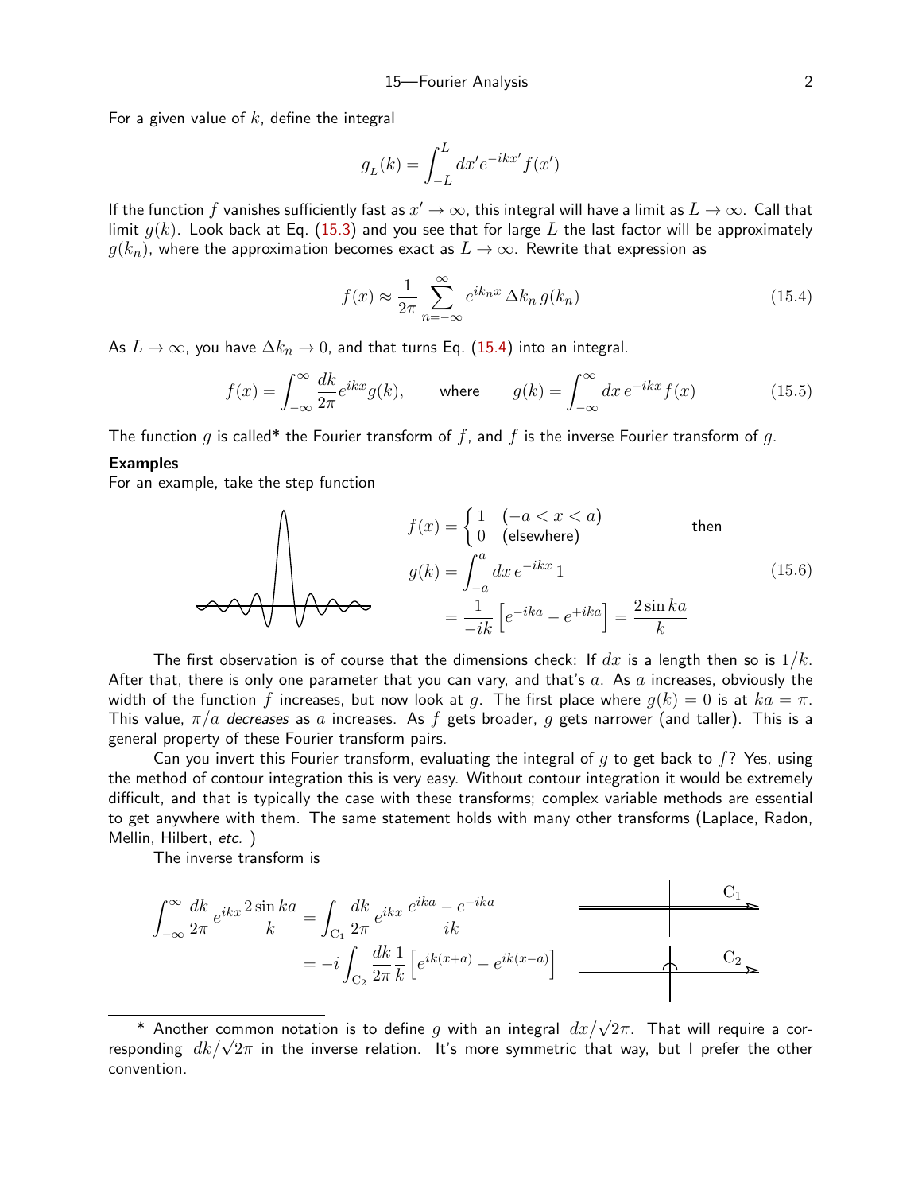For a given value of $k$, define the integral

$$g_L(k) = \int_{-L}^{L} dx' e^{-ikx'} f(x')$$

If the function $f$ vanishes sufficiently fast as $x' \to \infty$, this integral will have a limit as $L \to \infty$. Call that limit $g(k)$. Look back at Eq. (15.3) and you see that for large $L$ the last factor will be approximately $g(k_n)$, where the approximation becomes exact as $L \to \infty$. Rewrite that expression as

$$f(x) \approx \frac{1}{2\pi} \sum_{n=-\infty}^{\infty} e^{ik_n x} \, \Delta k_n \, g(k_n) \tag{15.4}$$

As $L \to \infty$, you have $\Delta k_n \to 0$, and that turns Eq. (15.4) into an integral.

$$f(x) = \int_{-\infty}^{\infty} \frac{dk}{2\pi} e^{ikx} g(k), \qquad \text{where} \qquad g(k) = \int_{-\infty}^{\infty} dx \, e^{-ikx} f(x) \tag{15.5}$$

The function $g$ is called* the Fourier transform of $f$, and $f$ is the inverse Fourier transform of $g$.

**Examples**

For an example, take the step function

$$f(x) = \begin{cases} 1 & (-a < x < a) \\ 0 & \text{(elsewhere)} \end{cases} \qquad \text{then}$$

$$g(k) = \int_{-a}^{a} dx \, e^{-ikx} \, 1 \tag{15.6}$$

$$= \frac{1}{-ik} \left[ e^{-ika} - e^{+ika} \right] = \frac{2 \sin ka}{k}$$

The first observation is of course that the dimensions check: If $dx$ is a length then so is $1/k$. After that, there is only one parameter that you can vary, and that's $a$. As $a$ increases, obviously the width of the function $f$ increases, but now look at $g$. The first place where $g(k) = 0$ is at $ka = \pi$. This value, $\pi/a$ *decreases* as $a$ increases. As $f$ gets broader, $g$ gets narrower (and taller). This is a general property of these Fourier transform pairs.

Can you invert this Fourier transform, evaluating the integral of $g$ to get back to $f$? Yes, using the method of contour integration this is very easy. Without contour integration it would be extremely difficult, and that is typically the case with these transforms; complex variable methods are essential to get anywhere with them. The same statement holds with many other transforms (Laplace, Radon, Mellin, Hilbert, *etc.* )

The inverse transform is

$$\int_{-\infty}^{\infty} \frac{dk}{2\pi} \, e^{ikx} \frac{2 \sin ka}{k} = \int_{C_1} \frac{dk}{2\pi} \, e^{ikx} \, \frac{e^{ika} - e^{-ika}}{ik}$$

$$= -i \int_{C_2} \frac{dk}{2\pi} \frac{1}{k} \left[ e^{ik(x+a)} - e^{ik(x-a)} \right]$$

---

\* Another common notation is to define $g$ with an integral $dx/\sqrt{2\pi}$. That will require a corresponding $dk/\sqrt{2\pi}$ in the inverse relation. It's more symmetric that way, but I prefer the other convention.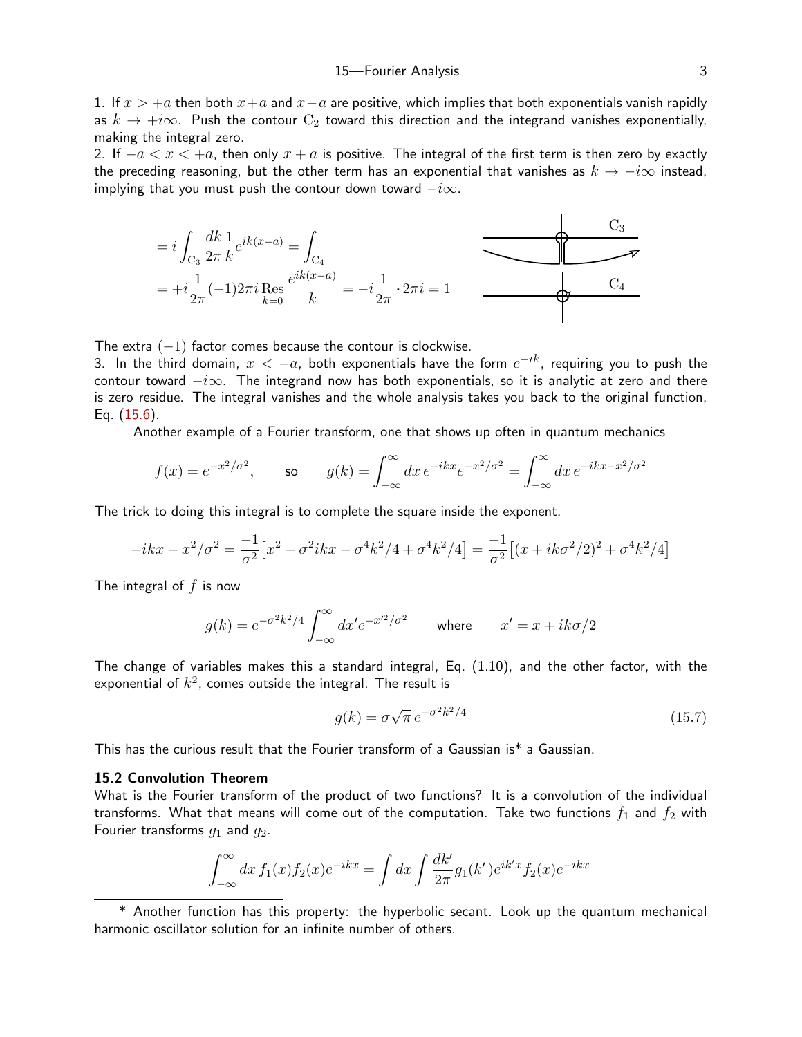1. If $x > +a$ then both $x+a$ and $x-a$ are positive, which implies that both exponentials vanish rapidly as $k \to +i\infty$. Push the contour $\mathrm{C}_2$ toward this direction and the integrand vanishes exponentially, making the integral zero.
2. If $-a < x < +a$, then only $x+a$ is positive. The integral of the first term is then zero by exactly the preceding reasoning, but the other term has an exponential that vanishes as $k \to -i\infty$ instead, implying that you must push the contour down toward $-i\infty$.

$$
\begin{aligned}
&= i\int_{\mathrm{C}_3} \frac{dk}{2\pi}\frac{1}{k}e^{ik(x-a)} = \int_{\mathrm{C}_4} \\
&= +i\frac{1}{2\pi}(-1)2\pi i \operatorname*{Res}_{k=0} \frac{e^{ik(x-a)}}{k} = -i\frac{1}{2\pi}\cdot 2\pi i = 1
\end{aligned}
$$

The extra $(-1)$ factor comes because the contour is clockwise.
3. In the third domain, $x < -a$, both exponentials have the form $e^{-ik}$, requiring you to push the contour toward $-i\infty$. The integrand now has both exponentials, so it is analytic at zero and there is zero residue. The integral vanishes and the whole analysis takes you back to the original function, Eq. (15.6).

Another example of a Fourier transform, one that shows up often in quantum mechanics

$$
f(x) = e^{-x^2/\sigma^2}, \qquad \text{so} \qquad g(k) = \int_{-\infty}^{\infty} dx\, e^{-ikx}e^{-x^2/\sigma^2} = \int_{-\infty}^{\infty} dx\, e^{-ikx - x^2/\sigma^2}
$$

The trick to doing this integral is to complete the square inside the exponent.

$$
-ikx - x^2/\sigma^2 = \frac{-1}{\sigma^2}\big[x^2 + \sigma^2 ikx - \sigma^4k^2/4 + \sigma^4k^2/4\big] = \frac{-1}{\sigma^2}\big[(x + ik\sigma^2/2)^2 + \sigma^4k^2/4\big]
$$

The integral of $f$ is now

$$
g(k) = e^{-\sigma^2k^2/4}\int_{-\infty}^{\infty} dx' e^{-x'^2/\sigma^2} \qquad \text{where} \qquad x' = x + ik\sigma/2
$$

The change of variables makes this a standard integral, Eq. (1.10), and the other factor, with the exponential of $k^2$, comes outside the integral. The result is

$$
g(k) = \sigma\sqrt{\pi}\, e^{-\sigma^2k^2/4} \tag{15.7}
$$

This has the curious result that the Fourier transform of a Gaussian is* a Gaussian.

## 15.2 Convolution Theorem

What is the Fourier transform of the product of two functions? It is a convolution of the individual transforms. What that means will come out of the computation. Take two functions $f_1$ and $f_2$ with Fourier transforms $g_1$ and $g_2$.

$$
\int_{-\infty}^{\infty} dx\, f_1(x)f_2(x)e^{-ikx} = \int dx \int \frac{dk'}{2\pi}g_1(k')e^{ik'x}f_2(x)e^{-ikx}
$$

---

* Another function has this property: the hyperbolic secant. Look up the quantum mechanical harmonic oscillator solution for an infinite number of others.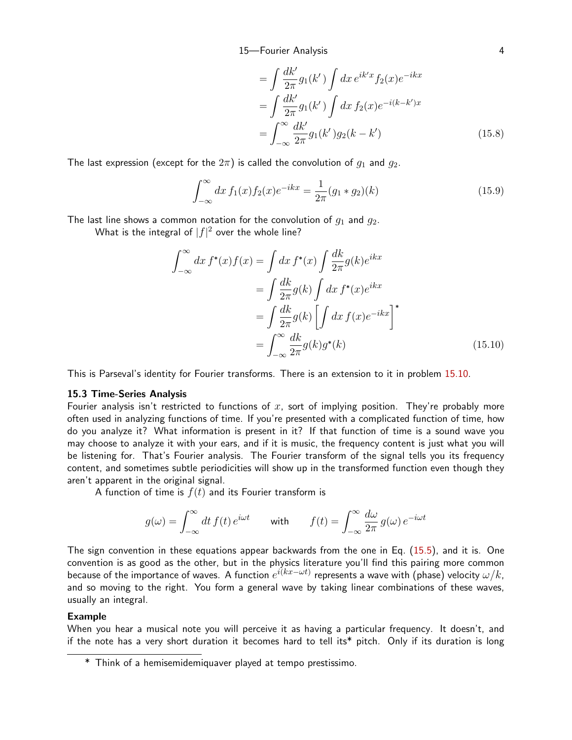$$
\begin{aligned}
&= \int \frac{dk'}{2\pi} g_1(k') \int dx\, e^{ik'x} f_2(x) e^{-ikx} \\
&= \int \frac{dk'}{2\pi} g_1(k') \int dx\, f_2(x) e^{-i(k-k')x} \\
&= \int_{-\infty}^{\infty} \frac{dk'}{2\pi} g_1(k') g_2(k-k')
\end{aligned}
\tag{15.8}
$$

The last expression (except for the $2\pi$) is called the convolution of $g_1$ and $g_2$.

$$
\int_{-\infty}^{\infty} dx\, f_1(x) f_2(x) e^{-ikx} = \frac{1}{2\pi}(g_1 * g_2)(k)
\tag{15.9}
$$

The last line shows a common notation for the convolution of $g_1$ and $g_2$.

What is the integral of $|f|^2$ over the whole line?

$$
\begin{aligned}
\int_{-\infty}^{\infty} dx\, f^*(x) f(x) &= \int dx\, f^*(x) \int \frac{dk}{2\pi} g(k) e^{ikx} \\
&= \int \frac{dk}{2\pi} g(k) \int dx\, f^*(x) e^{ikx} \\
&= \int \frac{dk}{2\pi} g(k) \left[ \int dx\, f(x) e^{-ikx} \right]^* \\
&= \int_{-\infty}^{\infty} \frac{dk}{2\pi} g(k) g^*(k)
\end{aligned}
\tag{15.10}
$$

This is Parseval's identity for Fourier transforms. There is an extension to it in problem 15.10.

### 15.3 Time-Series Analysis

Fourier analysis isn't restricted to functions of $x$, sort of implying position. They're probably more often used in analyzing functions of time. If you're presented with a complicated function of time, how do you analyze it? What information is present in it? If that function of time is a sound wave you may choose to analyze it with your ears, and if it is music, the frequency content is just what you will be listening for. That's Fourier analysis. The Fourier transform of the signal tells you its frequency content, and sometimes subtle periodicities will show up in the transformed function even though they aren't apparent in the original signal.

A function of time is $f(t)$ and its Fourier transform is

$$
g(\omega) = \int_{-\infty}^{\infty} dt\, f(t)\, e^{i\omega t} \qquad \text{with} \qquad f(t) = \int_{-\infty}^{\infty} \frac{d\omega}{2\pi}\, g(\omega)\, e^{-i\omega t}
$$

The sign convention in these equations appear backwards from the one in Eq. (15.5), and it is. One convention is as good as the other, but in the physics literature you'll find this pairing more common because of the importance of waves. A function $e^{i(kx-\omega t)}$ represents a wave with (phase) velocity $\omega/k$, and so moving to the right. You form a general wave by taking linear combinations of these waves, usually an integral.

**Example**

When you hear a musical note you will perceive it as having a particular frequency. It doesn't, and if the note has a very short duration it becomes hard to tell its* pitch. Only if its duration is long

\* Think of a hemisemidemiquaver played at tempo prestissimo.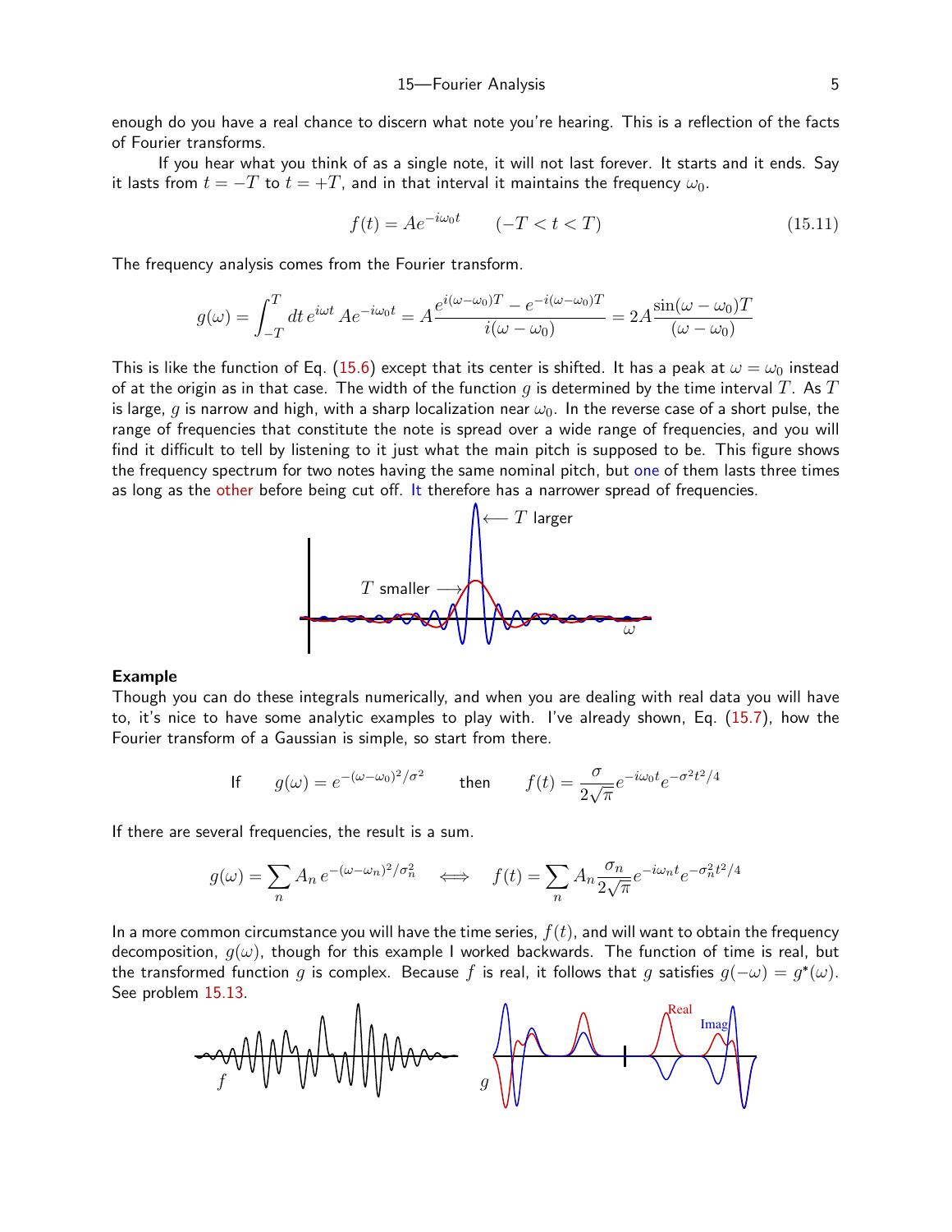enough do you have a real chance to discern what note you're hearing. This is a reflection of the facts of Fourier transforms.

If you hear what you think of as a single note, it will not last forever. It starts and it ends. Say it lasts from $t = -T$ to $t = +T$, and in that interval it maintains the frequency $\omega_0$.

$$f(t) = Ae^{-i\omega_0 t} \qquad (-T < t < T) \tag{15.11}$$

The frequency analysis comes from the Fourier transform.

$$g(\omega) = \int_{-T}^{T} dt\, e^{i\omega t}\, Ae^{-i\omega_0 t} = A\frac{e^{i(\omega-\omega_0)T} - e^{-i(\omega-\omega_0)T}}{i(\omega-\omega_0)} = 2A\frac{\sin(\omega-\omega_0)T}{(\omega-\omega_0)}$$

This is like the function of Eq. (15.6) except that its center is shifted. It has a peak at $\omega = \omega_0$ instead of at the origin as in that case. The width of the function $g$ is determined by the time interval $T$. As $T$ is large, $g$ is narrow and high, with a sharp localization near $\omega_0$. In the reverse case of a short pulse, the range of frequencies that constitute the note is spread over a wide range of frequencies, and you will find it difficult to tell by listening to it just what the main pitch is supposed to be. This figure shows the frequency spectrum for two notes having the same nominal pitch, but one of them lasts three times as long as the other before being cut off. It therefore has a narrower spread of frequencies.

### Example

Though you can do these integrals numerically, and when you are dealing with real data you will have to, it's nice to have some analytic examples to play with. I've already shown, Eq. (15.7), how the Fourier transform of a Gaussian is simple, so start from there.

$$\text{If} \qquad g(\omega) = e^{-(\omega-\omega_0)^2/\sigma^2} \qquad \text{then} \qquad f(t) = \frac{\sigma}{2\sqrt{\pi}}e^{-i\omega_0 t}e^{-\sigma^2 t^2/4}$$

If there are several frequencies, the result is a sum.

$$g(\omega) = \sum_n A_n\, e^{-(\omega-\omega_n)^2/\sigma_n^2} \quad \Longleftrightarrow \quad f(t) = \sum_n A_n \frac{\sigma_n}{2\sqrt{\pi}}e^{-i\omega_n t}e^{-\sigma_n^2 t^2/4}$$

In a more common circumstance you will have the time series, $f(t)$, and will want to obtain the frequency decomposition, $g(\omega)$, though for this example I worked backwards. The function of time is real, but the transformed function $g$ is complex. Because $f$ is real, it follows that $g$ satisfies $g(-\omega) = g^*(\omega)$. See problem 15.13.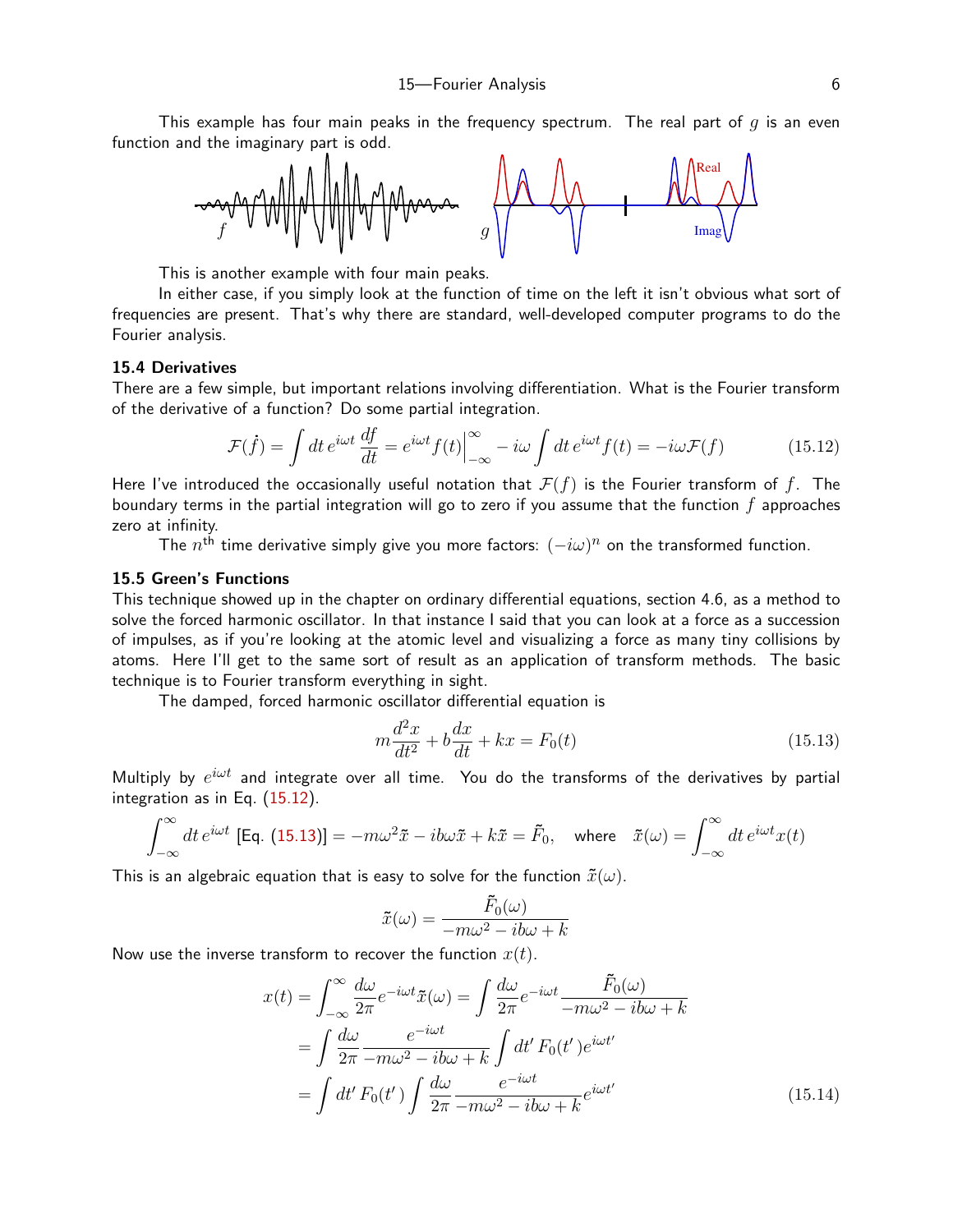This example has four main peaks in the frequency spectrum. The real part of $g$ is an even function and the imaginary part is odd.

This is another example with four main peaks.

In either case, if you simply look at the function of time on the left it isn't obvious what sort of frequencies are present. That's why there are standard, well-developed computer programs to do the Fourier analysis.

### 15.4 Derivatives

There are a few simple, but important relations involving differentiation. What is the Fourier transform of the derivative of a function? Do some partial integration.

$$\mathcal{F}(\dot{f}) = \int dt\, e^{i\omega t}\frac{df}{dt} = e^{i\omega t}f(t)\Big|_{-\infty}^{\infty} - i\omega\int dt\, e^{i\omega t}f(t) = -i\omega\mathcal{F}(f) \tag{15.12}$$

Here I've introduced the occasionally useful notation that $\mathcal{F}(f)$ is the Fourier transform of $f$. The boundary terms in the partial integration will go to zero if you assume that the function $f$ approaches zero at infinity.

The $n^{\text{th}}$ time derivative simply give you more factors: $(-i\omega)^n$ on the transformed function.

### 15.5 Green's Functions

This technique showed up in the chapter on ordinary differential equations, section 4.6, as a method to solve the forced harmonic oscillator. In that instance I said that you can look at a force as a succession of impulses, as if you're looking at the atomic level and visualizing a force as many tiny collisions by atoms. Here I'll get to the same sort of result as an application of transform methods. The basic technique is to Fourier transform everything in sight.

The damped, forced harmonic oscillator differential equation is

$$m\frac{d^2x}{dt^2} + b\frac{dx}{dt} + kx = F_0(t) \tag{15.13}$$

Multiply by $e^{i\omega t}$ and integrate over all time. You do the transforms of the derivatives by partial integration as in Eq. (15.12).

$$\int_{-\infty}^{\infty} dt\, e^{i\omega t}\,[\text{Eq. (15.13)}] = -m\omega^2\tilde{x} - ib\omega\tilde{x} + k\tilde{x} = \tilde{F}_0, \quad \text{where} \quad \tilde{x}(\omega) = \int_{-\infty}^{\infty} dt\, e^{i\omega t}x(t)$$

This is an algebraic equation that is easy to solve for the function $\tilde{x}(\omega)$.

$$\tilde{x}(\omega) = \frac{\tilde{F}_0(\omega)}{-m\omega^2 - ib\omega + k}$$

Now use the inverse transform to recover the function $x(t)$.

$$\begin{aligned}
x(t) &= \int_{-\infty}^{\infty}\frac{d\omega}{2\pi}e^{-i\omega t}\tilde{x}(\omega) = \int\frac{d\omega}{2\pi}e^{-i\omega t}\frac{\tilde{F}_0(\omega)}{-m\omega^2 - ib\omega + k} \\
&= \int\frac{d\omega}{2\pi}\frac{e^{-i\omega t}}{-m\omega^2 - ib\omega + k}\int dt'\, F_0(t')e^{i\omega t'} \\
&= \int dt'\, F_0(t')\int\frac{d\omega}{2\pi}\frac{e^{-i\omega t}}{-m\omega^2 - ib\omega + k}e^{i\omega t'}
\end{aligned} \tag{15.14}$$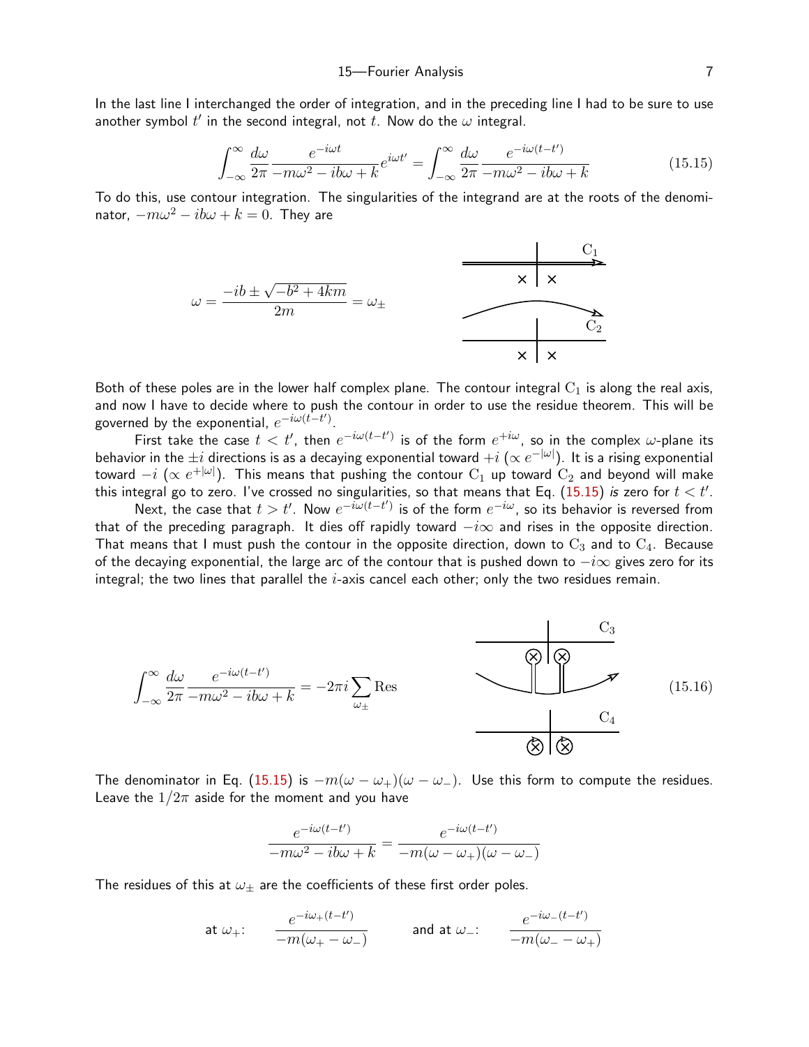In the last line I interchanged the order of integration, and in the preceding line I had to be sure to use another symbol $t'$ in the second integral, not $t$. Now do the $\omega$ integral.

$$\int_{-\infty}^{\infty} \frac{d\omega}{2\pi} \frac{e^{-i\omega t}}{-m\omega^2 - ib\omega + k} e^{i\omega t'} = \int_{-\infty}^{\infty} \frac{d\omega}{2\pi} \frac{e^{-i\omega(t-t')}}{-m\omega^2 - ib\omega + k} \tag{15.15}$$

To do this, use contour integration. The singularities of the integrand are at the roots of the denominator, $-m\omega^2 - ib\omega + k = 0$. They are

$$\omega = \frac{-ib \pm \sqrt{-b^2 + 4km}}{2m} = \omega_\pm$$

Both of these poles are in the lower half complex plane. The contour integral $C_1$ is along the real axis, and now I have to decide where to push the contour in order to use the residue theorem. This will be governed by the exponential, $e^{-i\omega(t-t')}$.

First take the case $t < t'$, then $e^{-i\omega(t-t')}$ is of the form $e^{+i\omega}$, so in the complex $\omega$-plane its behavior in the $\pm i$ directions is as a decaying exponential toward $+i$ ($\propto e^{-|\omega|}$). It is a rising exponential toward $-i$ ($\propto e^{+|\omega|}$). This means that pushing the contour $C_1$ up toward $C_2$ and beyond will make this integral go to zero. I've crossed no singularities, so that means that Eq. (15.15) *is* zero for $t < t'$.

Next, the case that $t > t'$. Now $e^{-i\omega(t-t')}$ is of the form $e^{-i\omega}$, so its behavior is reversed from that of the preceding paragraph. It dies off rapidly toward $-i\infty$ and rises in the opposite direction. That means that I must push the contour in the opposite direction, down to $C_3$ and to $C_4$. Because of the decaying exponential, the large arc of the contour that is pushed down to $-i\infty$ gives zero for its integral; the two lines that parallel the $i$-axis cancel each other; only the two residues remain.

$$\int_{-\infty}^{\infty} \frac{d\omega}{2\pi} \frac{e^{-i\omega(t-t')}}{-m\omega^2 - ib\omega + k} = -2\pi i \sum_{\omega_\pm} \text{Res} \tag{15.16}$$

The denominator in Eq. (15.15) is $-m(\omega - \omega_+)(\omega - \omega_-)$. Use this form to compute the residues. Leave the $1/2\pi$ aside for the moment and you have

$$\frac{e^{-i\omega(t-t')}}{-m\omega^2 - ib\omega + k} = \frac{e^{-i\omega(t-t')}}{-m(\omega - \omega_+)(\omega - \omega_-)}$$

The residues of this at $\omega_\pm$ are the coefficients of these first order poles.

$$\text{at } \omega_+: \qquad \frac{e^{-i\omega_+(t-t')}}{-m(\omega_+ - \omega_-)} \qquad\qquad \text{and at } \omega_-: \qquad \frac{e^{-i\omega_-(t-t')}}{-m(\omega_- - \omega_+)}$$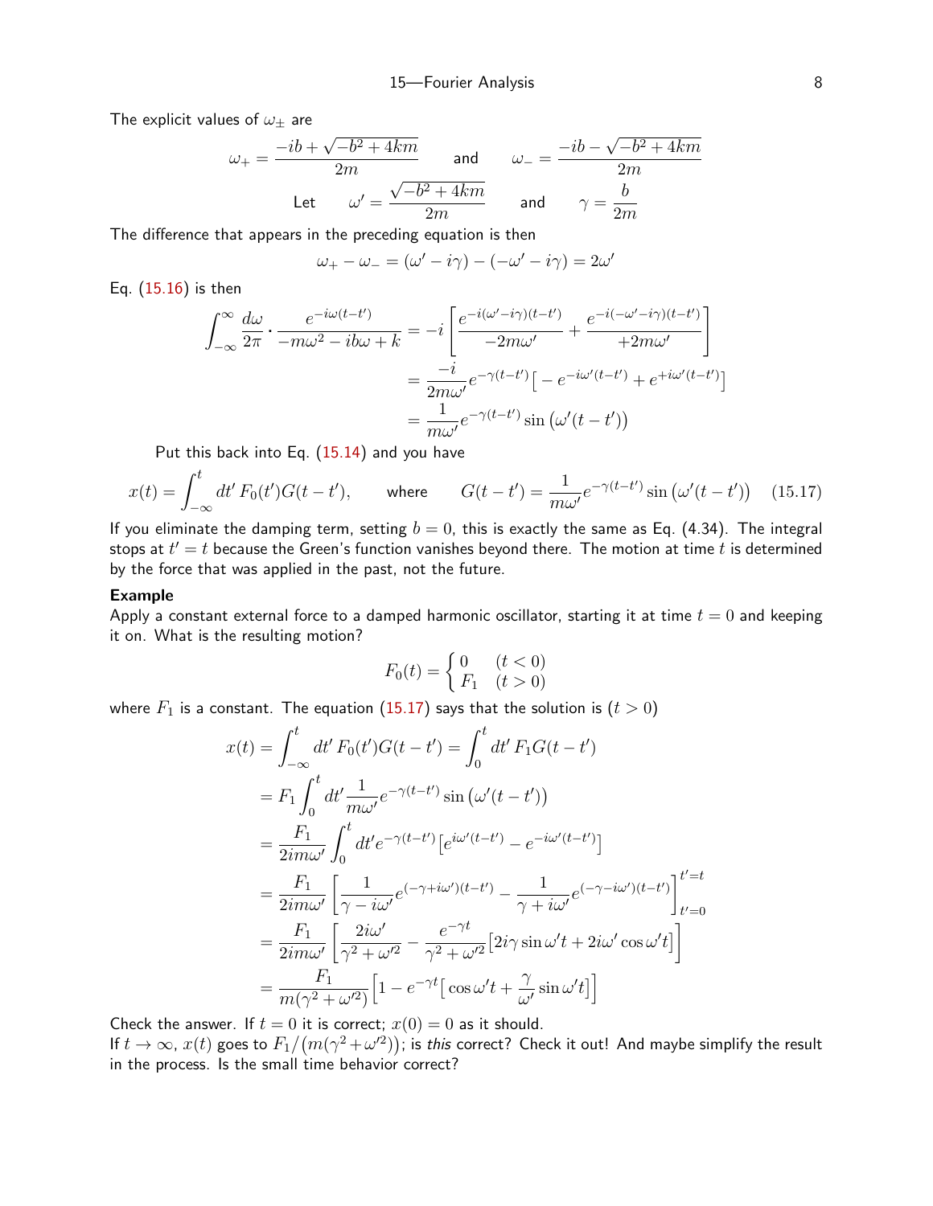The explicit values of $\omega_\pm$ are

$$\omega_+ = \frac{-ib + \sqrt{-b^2 + 4km}}{2m} \qquad \text{and} \qquad \omega_- = \frac{-ib - \sqrt{-b^2 + 4km}}{2m}$$

$$\text{Let} \qquad \omega' = \frac{\sqrt{-b^2 + 4km}}{2m} \qquad \text{and} \qquad \gamma = \frac{b}{2m}$$

The difference that appears in the preceding equation is then

$$\omega_+ - \omega_- = (\omega' - i\gamma) - (-\omega' - i\gamma) = 2\omega'$$

Eq. (15.16) is then

$$\begin{aligned}
\int_{-\infty}^{\infty} \frac{d\omega}{2\pi} \cdot \frac{e^{-i\omega(t-t')}}{-m\omega^2 - ib\omega + k} &= -i\left[\frac{e^{-i(\omega'-i\gamma)(t-t')}}{-2m\omega'} + \frac{e^{-i(-\omega'-i\gamma)(t-t')}}{+2m\omega'}\right] \\
&= \frac{-i}{2m\omega'} e^{-\gamma(t-t')}\big[-e^{-i\omega'(t-t')} + e^{+i\omega'(t-t')}\big] \\
&= \frac{1}{m\omega'} e^{-\gamma(t-t')} \sin\big(\omega'(t-t')\big)
\end{aligned}$$

Put this back into Eq. (15.14) and you have

$$x(t) = \int_{-\infty}^{t} dt'\, F_0(t') G(t-t'), \qquad \text{where} \qquad G(t-t') = \frac{1}{m\omega'} e^{-\gamma(t-t')} \sin\big(\omega'(t-t')\big) \qquad (15.17)$$

If you eliminate the damping term, setting $b = 0$, this is exactly the same as Eq. (4.34). The integral stops at $t' = t$ because the Green's function vanishes beyond there. The motion at time $t$ is determined by the force that was applied in the past, not the future.

**Example**

Apply a constant external force to a damped harmonic oscillator, starting it at time $t = 0$ and keeping it on. What is the resulting motion?

$$F_0(t) = \begin{cases} 0 & (t < 0) \\ F_1 & (t > 0) \end{cases}$$

where $F_1$ is a constant. The equation (15.17) says that the solution is $(t > 0)$

$$\begin{aligned}
x(t) &= \int_{-\infty}^{t} dt'\, F_0(t') G(t-t') = \int_0^t dt'\, F_1 G(t-t') \\
&= F_1 \int_0^t dt' \frac{1}{m\omega'} e^{-\gamma(t-t')} \sin\big(\omega'(t-t')\big) \\
&= \frac{F_1}{2im\omega'} \int_0^t dt' e^{-\gamma(t-t')}\big[e^{i\omega'(t-t')} - e^{-i\omega'(t-t')}\big] \\
&= \frac{F_1}{2im\omega'} \left[\frac{1}{\gamma - i\omega'} e^{(-\gamma+i\omega')(t-t')} - \frac{1}{\gamma + i\omega'} e^{(-\gamma-i\omega')(t-t')}\right]_{t'=0}^{t'=t} \\
&= \frac{F_1}{2im\omega'} \left[\frac{2i\omega'}{\gamma^2 + \omega'^2} - \frac{e^{-\gamma t}}{\gamma^2 + \omega'^2}\big[2i\gamma \sin\omega' t + 2i\omega' \cos\omega' t\big]\right] \\
&= \frac{F_1}{m(\gamma^2 + \omega'^2)} \Big[1 - e^{-\gamma t}\big[\cos\omega' t + \frac{\gamma}{\omega'} \sin\omega' t\big]\Big]
\end{aligned}$$

Check the answer. If $t = 0$ it is correct; $x(0) = 0$ as it should.

If $t \to \infty$, $x(t)$ goes to $F_1/\big(m(\gamma^2 + \omega'^2)\big)$; is *this* correct? Check it out! And maybe simplify the result in the process. Is the small time behavior correct?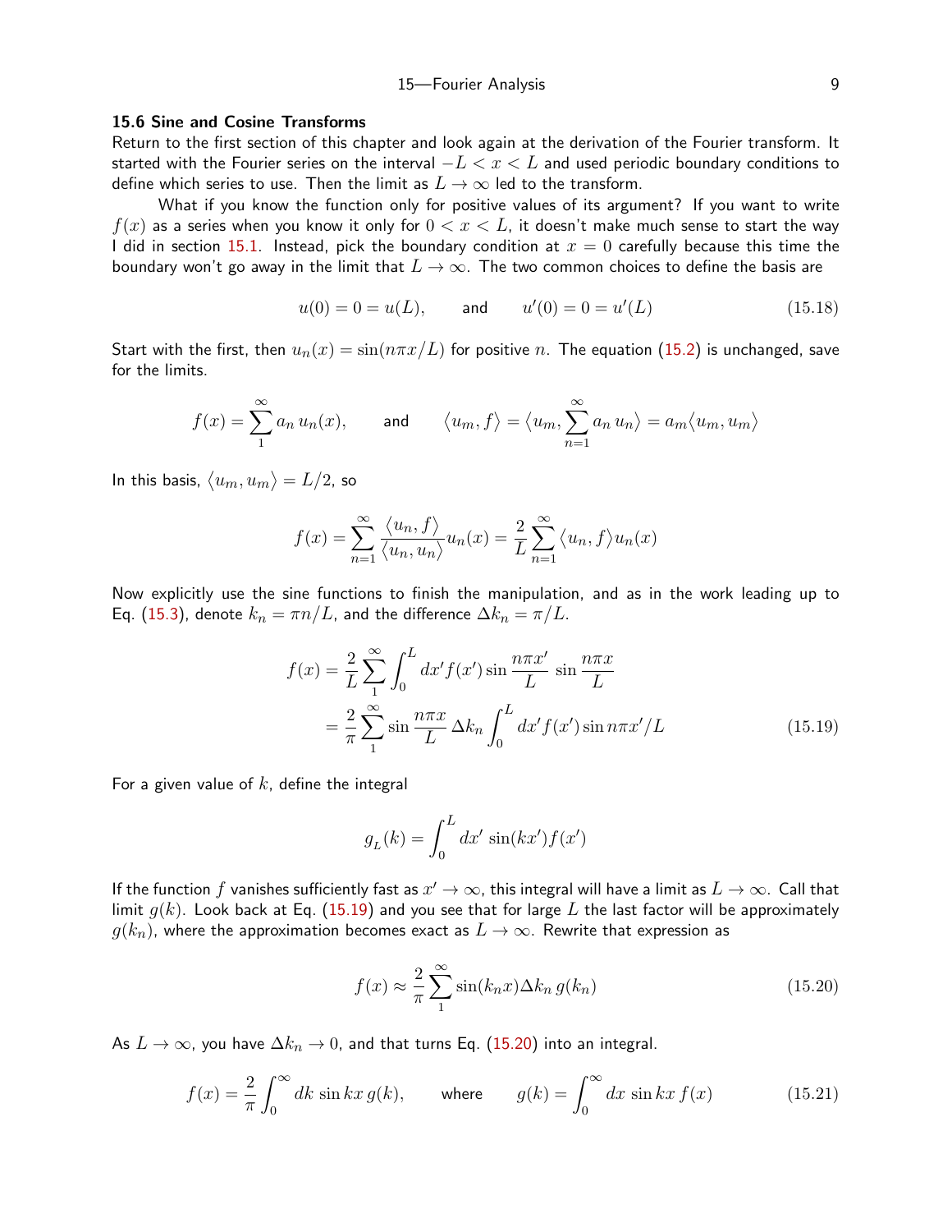### 15.6 Sine and Cosine Transforms

Return to the first section of this chapter and look again at the derivation of the Fourier transform. It started with the Fourier series on the interval $-L < x < L$ and used periodic boundary conditions to define which series to use. Then the limit as $L \to \infty$ led to the transform.

What if you know the function only for positive values of its argument? If you want to write $f(x)$ as a series when you know it only for $0 < x < L$, it doesn't make much sense to start the way I did in section 15.1. Instead, pick the boundary condition at $x = 0$ carefully because this time the boundary won't go away in the limit that $L \to \infty$. The two common choices to define the basis are

$$u(0) = 0 = u(L), \qquad \text{and} \qquad u'(0) = 0 = u'(L) \tag{15.18}$$

Start with the first, then $u_n(x) = \sin(n\pi x/L)$ for positive $n$. The equation (15.2) is unchanged, save for the limits.

$$f(x) = \sum_1^\infty a_n\, u_n(x), \qquad \text{and} \qquad \big\langle u_m, f\big\rangle = \big\langle u_m, \sum_{n=1}^\infty a_n\, u_n\big\rangle = a_m \big\langle u_m, u_m\big\rangle$$

In this basis, $\langle u_m, u_m\rangle = L/2$, so

$$f(x) = \sum_{n=1}^\infty \frac{\langle u_n, f\rangle}{\langle u_n, u_n\rangle} u_n(x) = \frac{2}{L}\sum_{n=1}^\infty \langle u_n, f\rangle u_n(x)$$

Now explicitly use the sine functions to finish the manipulation, and as in the work leading up to Eq. (15.3), denote $k_n = \pi n/L$, and the difference $\Delta k_n = \pi/L$.

$$\begin{aligned} f(x) &= \frac{2}{L}\sum_1^\infty \int_0^L dx' f(x') \sin\frac{n\pi x'}{L}\, \sin\frac{n\pi x}{L} \\ &= \frac{2}{\pi}\sum_1^\infty \sin\frac{n\pi x}{L}\,\Delta k_n \int_0^L dx' f(x') \sin n\pi x'/L \end{aligned} \tag{15.19}$$

For a given value of $k$, define the integral

$$g_L(k) = \int_0^L dx'\, \sin(kx') f(x')$$

If the function $f$ vanishes sufficiently fast as $x' \to \infty$, this integral will have a limit as $L \to \infty$. Call that limit $g(k)$. Look back at Eq. (15.19) and you see that for large $L$ the last factor will be approximately $g(k_n)$, where the approximation becomes exact as $L \to \infty$. Rewrite that expression as

$$f(x) \approx \frac{2}{\pi}\sum_1^\infty \sin(k_n x)\Delta k_n\, g(k_n) \tag{15.20}$$

As $L \to \infty$, you have $\Delta k_n \to 0$, and that turns Eq. (15.20) into an integral.

$$f(x) = \frac{2}{\pi}\int_0^\infty dk\, \sin kx\, g(k), \qquad \text{where} \qquad g(k) = \int_0^\infty dx\, \sin kx\, f(x) \tag{15.21}$$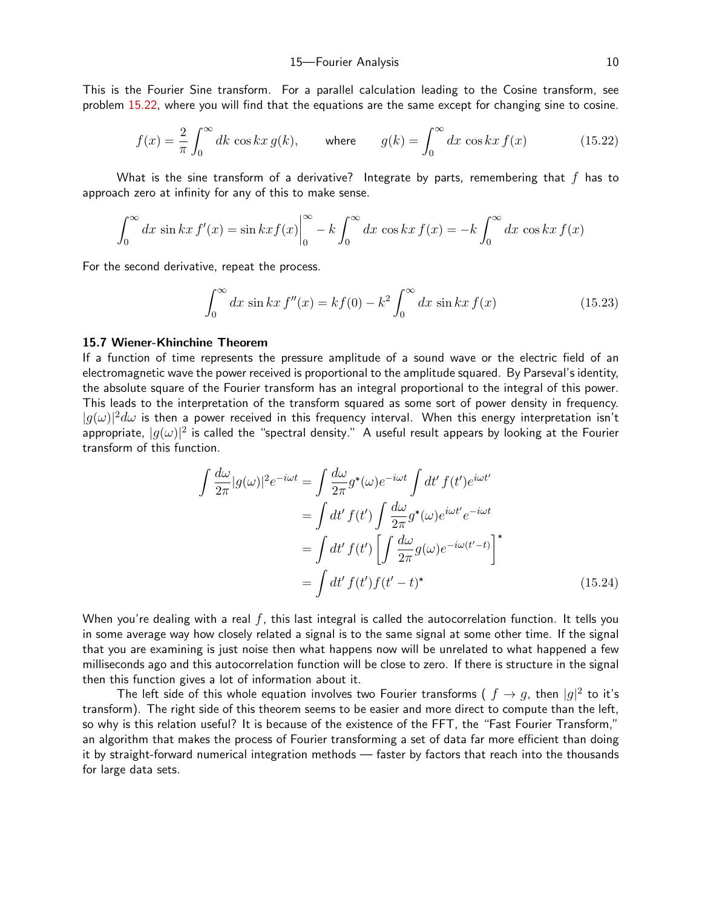This is the Fourier Sine transform. For a parallel calculation leading to the Cosine transform, see problem 15.22, where you will find that the equations are the same except for changing sine to cosine.

$$f(x) = \frac{2}{\pi}\int_0^\infty dk\, \cos kx\, g(k), \qquad \text{where} \qquad g(k) = \int_0^\infty dx\, \cos kx\, f(x) \tag{15.22}$$

What is the sine transform of a derivative? Integrate by parts, remembering that $f$ has to approach zero at infinity for any of this to make sense.

$$\int_0^\infty dx\, \sin kx\, f'(x) = \sin kx f(x)\bigg|_0^\infty - k\int_0^\infty dx\, \cos kx\, f(x) = -k\int_0^\infty dx\, \cos kx\, f(x)$$

For the second derivative, repeat the process.

$$\int_0^\infty dx\, \sin kx\, f''(x) = kf(0) - k^2\int_0^\infty dx\, \sin kx\, f(x) \tag{15.23}$$

### 15.7 Wiener-Khinchine Theorem

If a function of time represents the pressure amplitude of a sound wave or the electric field of an electromagnetic wave the power received is proportional to the amplitude squared. By Parseval's identity, the absolute square of the Fourier transform has an integral proportional to the integral of this power. This leads to the interpretation of the transform squared as some sort of power density in frequency. $|g(\omega)|^2 d\omega$ is then a power received in this frequency interval. When this energy interpretation isn't appropriate, $|g(\omega)|^2$ is called the "spectral density." A useful result appears by looking at the Fourier transform of this function.

$$\begin{aligned}
\int \frac{d\omega}{2\pi}|g(\omega)|^2 e^{-i\omega t} &= \int \frac{d\omega}{2\pi} g^*(\omega) e^{-i\omega t}\int dt'\, f(t')e^{i\omega t'} \\
&= \int dt'\, f(t')\int \frac{d\omega}{2\pi} g^*(\omega)e^{i\omega t'}e^{-i\omega t} \\
&= \int dt'\, f(t')\left[\int \frac{d\omega}{2\pi} g(\omega)e^{-i\omega(t'-t)}\right]^* \\
&= \int dt'\, f(t')f(t'-t)^*
\end{aligned} \tag{15.24}$$

When you're dealing with a real $f$, this last integral is called the autocorrelation function. It tells you in some average way how closely related a signal is to the same signal at some other time. If the signal that you are examining is just noise then what happens now will be unrelated to what happened a few milliseconds ago and this autocorrelation function will be close to zero. If there is structure in the signal then this function gives a lot of information about it.

The left side of this whole equation involves two Fourier transforms ( $f \to g$, then $|g|^2$ to it's transform). The right side of this theorem seems to be easier and more direct to compute than the left, so why is this relation useful? It is because of the existence of the FFT, the "Fast Fourier Transform," an algorithm that makes the process of Fourier transforming a set of data far more efficient than doing it by straight-forward numerical integration methods — faster by factors that reach into the thousands for large data sets.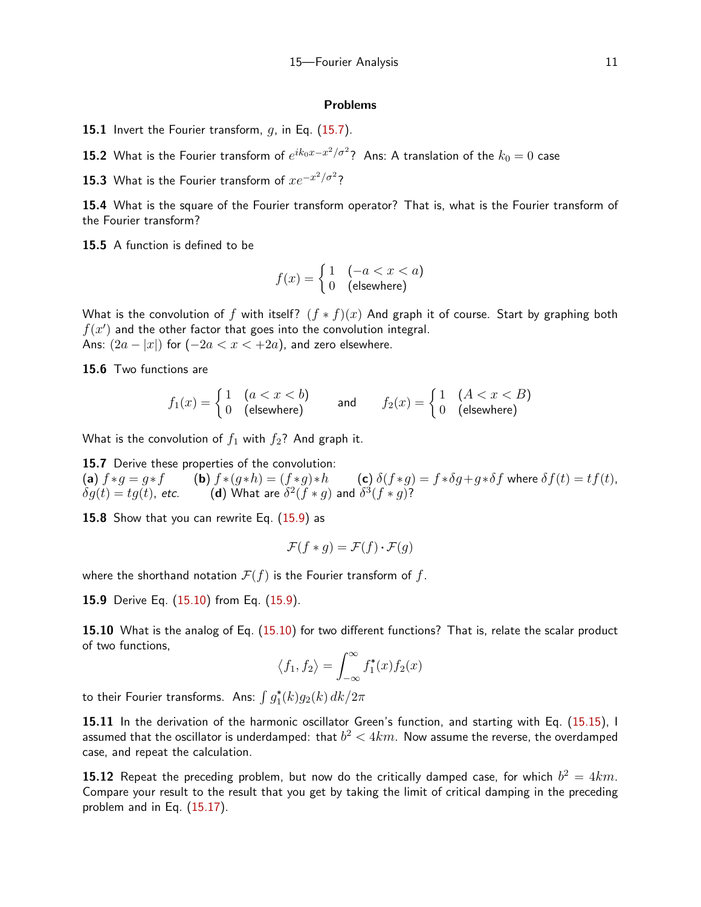## Problems

**15.1** Invert the Fourier transform, $g$, in Eq. (15.7).

**15.2** What is the Fourier transform of $e^{ik_0x - x^2/\sigma^2}$? Ans: A translation of the $k_0 = 0$ case

**15.3** What is the Fourier transform of $xe^{-x^2/\sigma^2}$?

**15.4** What is the square of the Fourier transform operator? That is, what is the Fourier transform of the Fourier transform?

**15.5** A function is defined to be

$$f(x) = \begin{cases} 1 & (-a < x < a) \\ 0 & \text{(elsewhere)} \end{cases}$$

What is the convolution of $f$ with itself? $(f * f)(x)$ And graph it of course. Start by graphing both $f(x')$ and the other factor that goes into the convolution integral.
Ans: $(2a - |x|)$ for $(-2a < x < +2a)$, and zero elsewhere.

**15.6** Two functions are

$$f_1(x) = \begin{cases} 1 & (a < x < b) \\ 0 & \text{(elsewhere)} \end{cases} \qquad \text{and} \qquad f_2(x) = \begin{cases} 1 & (A < x < B) \\ 0 & \text{(elsewhere)} \end{cases}$$

What is the convolution of $f_1$ with $f_2$? And graph it.

**15.7** Derive these properties of the convolution:
(**a**) $f * g = g * f$ (**b**) $f * (g * h) = (f * g) * h$ (**c**) $\delta(f * g) = f * \delta g + g * \delta f$ where $\delta f(t) = tf(t)$, $\delta g(t) = tg(t)$, *etc.* (**d**) What are $\delta^2(f * g)$ and $\delta^3(f * g)$?

**15.8** Show that you can rewrite Eq. (15.9) as

$$\mathcal{F}(f * g) = \mathcal{F}(f) \cdot \mathcal{F}(g)$$

where the shorthand notation $\mathcal{F}(f)$ is the Fourier transform of $f$.

**15.9** Derive Eq. (15.10) from Eq. (15.9).

**15.10** What is the analog of Eq. (15.10) for two different functions? That is, relate the scalar product of two functions,

$$\langle f_1, f_2 \rangle = \int_{-\infty}^{\infty} f_1^*(x) f_2(x)$$

to their Fourier transforms. Ans: $\int g_1^*(k) g_2(k)\, dk/2\pi$

**15.11** In the derivation of the harmonic oscillator Green's function, and starting with Eq. (15.15), I assumed that the oscillator is underdamped: that $b^2 < 4km$. Now assume the reverse, the overdamped case, and repeat the calculation.

**15.12** Repeat the preceding problem, but now do the critically damped case, for which $b^2 = 4km$. Compare your result to the result that you get by taking the limit of critical damping in the preceding problem and in Eq. (15.17).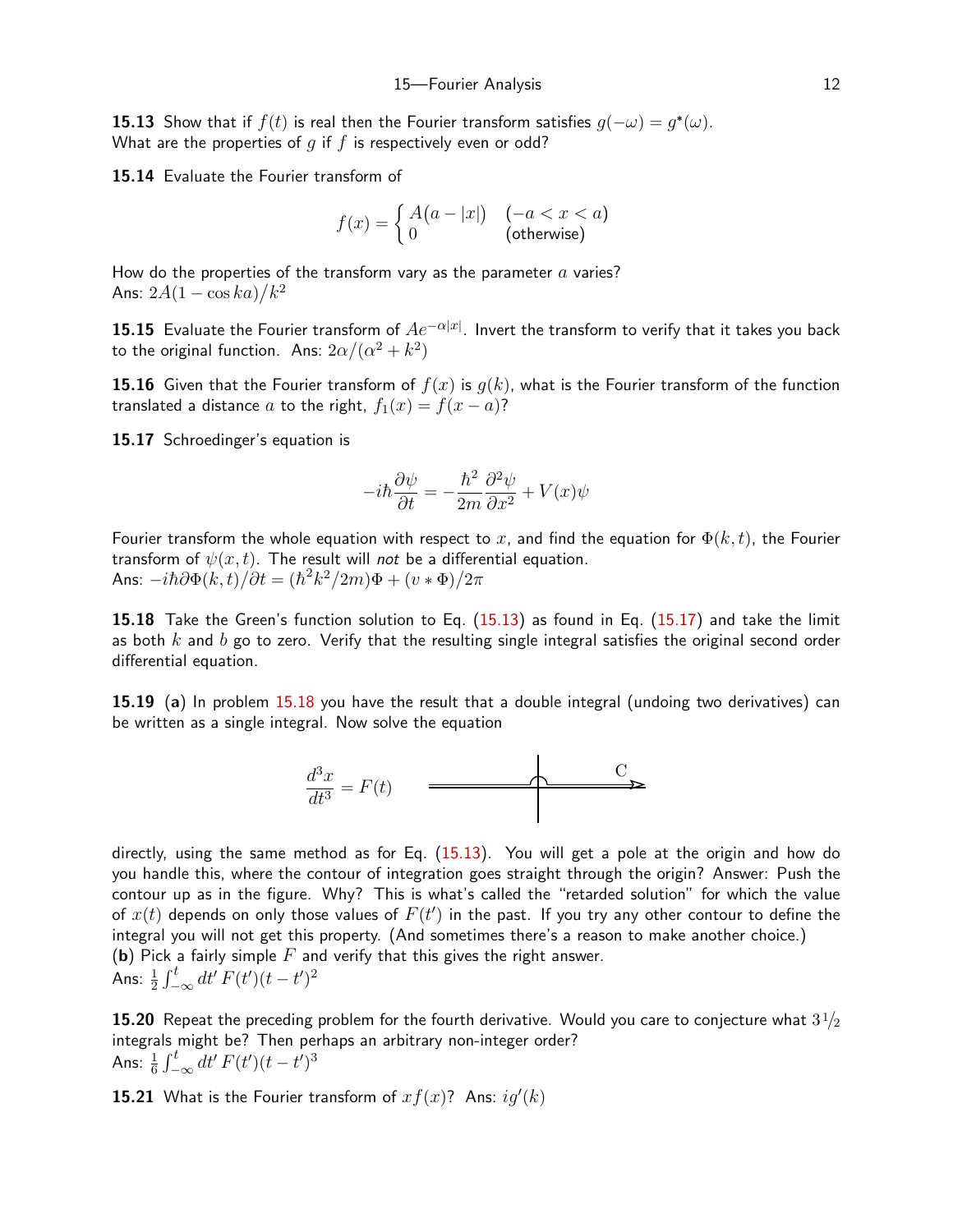**15.13** Show that if $f(t)$ is real then the Fourier transform satisfies $g(-\omega) = g^*(\omega)$.
What are the properties of $g$ if $f$ is respectively even or odd?

**15.14** Evaluate the Fourier transform of

$$f(x) = \begin{cases} A\big(a - |x|\big) & (-a < x < a) \\ 0 & \text{(otherwise)} \end{cases}$$

How do the properties of the transform vary as the parameter $a$ varies?
Ans: $2A(1 - \cos ka)/k^2$

**15.15** Evaluate the Fourier transform of $Ae^{-\alpha|x|}$. Invert the transform to verify that it takes you back to the original function. Ans: $2\alpha/(\alpha^2 + k^2)$

**15.16** Given that the Fourier transform of $f(x)$ is $g(k)$, what is the Fourier transform of the function translated a distance $a$ to the right, $f_1(x) = f(x - a)$?

**15.17** Schroedinger's equation is

$$-i\hbar\frac{\partial\psi}{\partial t} = -\frac{\hbar^2}{2m}\frac{\partial^2\psi}{\partial x^2} + V(x)\psi$$

Fourier transform the whole equation with respect to $x$, and find the equation for $\Phi(k,t)$, the Fourier transform of $\psi(x,t)$. The result will *not* be a differential equation.
Ans: $-i\hbar\partial\Phi(k,t)/\partial t = (\hbar^2k^2/2m)\Phi + (v * \Phi)/2\pi$

**15.18** Take the Green's function solution to Eq. (15.13) as found in Eq. (15.17) and take the limit as both $k$ and $b$ go to zero. Verify that the resulting single integral satisfies the original second order differential equation.

**15.19** (**a**) In problem 15.18 you have the result that a double integral (undoing two derivatives) can be written as a single integral. Now solve the equation

$$\frac{d^3x}{dt^3} = F(t)$$

directly, using the same method as for Eq. (15.13). You will get a pole at the origin and how do you handle this, where the contour of integration goes straight through the origin? Answer: Push the contour up as in the figure. Why? This is what's called the "retarded solution" for which the value of $x(t)$ depends on only those values of $F(t')$ in the past. If you try any other contour to define the integral you will not get this property. (And sometimes there's a reason to make another choice.)
(**b**) Pick a fairly simple $F$ and verify that this gives the right answer.
Ans: $\frac{1}{2}\int_{-\infty}^{t} dt'\, F(t')(t - t')^2$

**15.20** Repeat the preceding problem for the fourth derivative. Would you care to conjecture what $3\,^1\!/_2$ integrals might be? Then perhaps an arbitrary non-integer order?
Ans: $\frac{1}{6}\int_{-\infty}^{t} dt'\, F(t')(t - t')^3$

**15.21** What is the Fourier transform of $xf(x)$? Ans: $ig'(k)$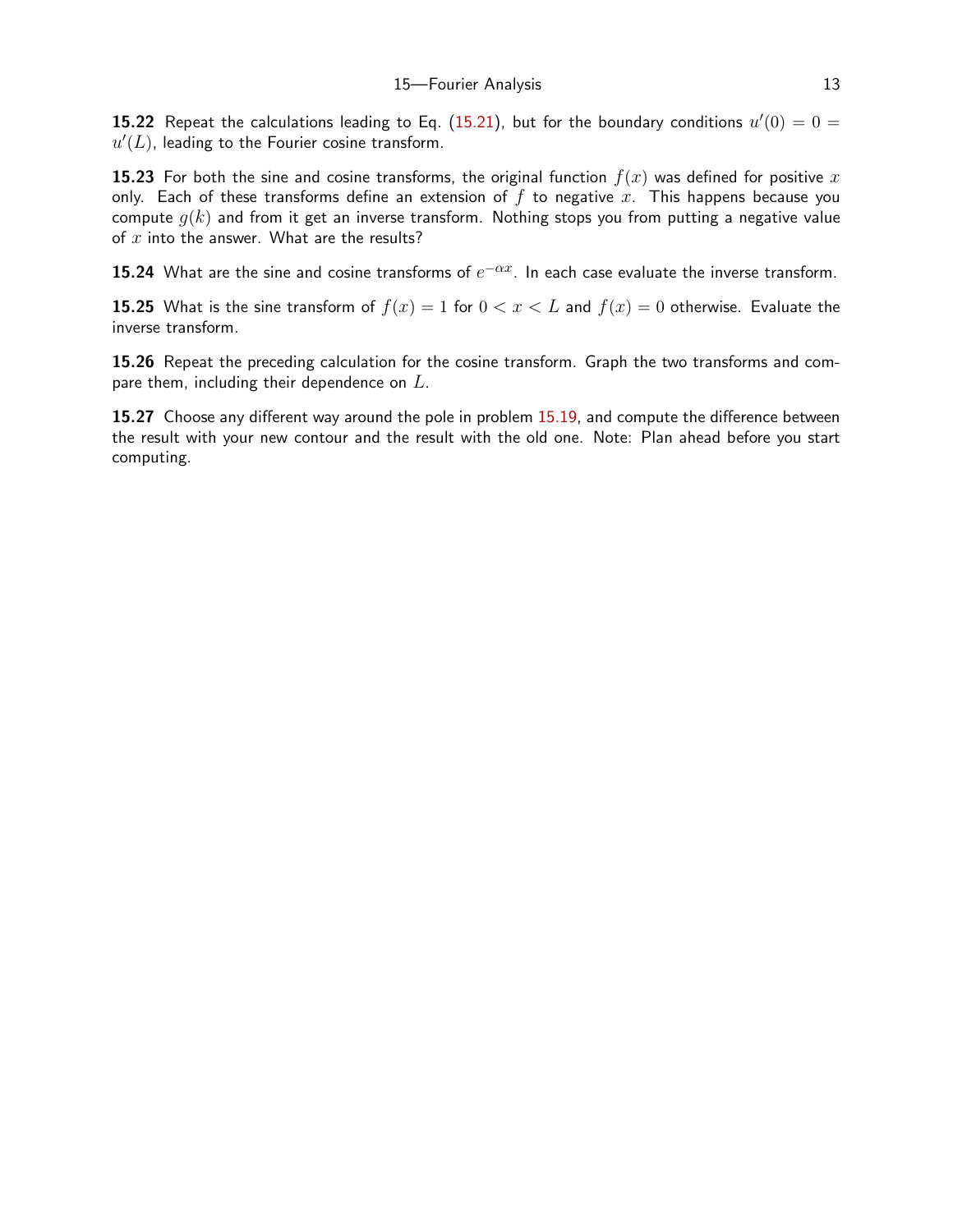**15.22** Repeat the calculations leading to Eq. (15.21), but for the boundary conditions $u'(0) = 0 = u'(L)$, leading to the Fourier cosine transform.

**15.23** For both the sine and cosine transforms, the original function $f(x)$ was defined for positive $x$ only. Each of these transforms define an extension of $f$ to negative $x$. This happens because you compute $g(k)$ and from it get an inverse transform. Nothing stops you from putting a negative value of $x$ into the answer. What are the results?

**15.24** What are the sine and cosine transforms of $e^{-\alpha x}$. In each case evaluate the inverse transform.

**15.25** What is the sine transform of $f(x) = 1$ for $0 < x < L$ and $f(x) = 0$ otherwise. Evaluate the inverse transform.

**15.26** Repeat the preceding calculation for the cosine transform. Graph the two transforms and compare them, including their dependence on $L$.

**15.27** Choose any different way around the pole in problem 15.19, and compute the difference between the result with your new contour and the result with the old one. Note: Plan ahead before you start computing.